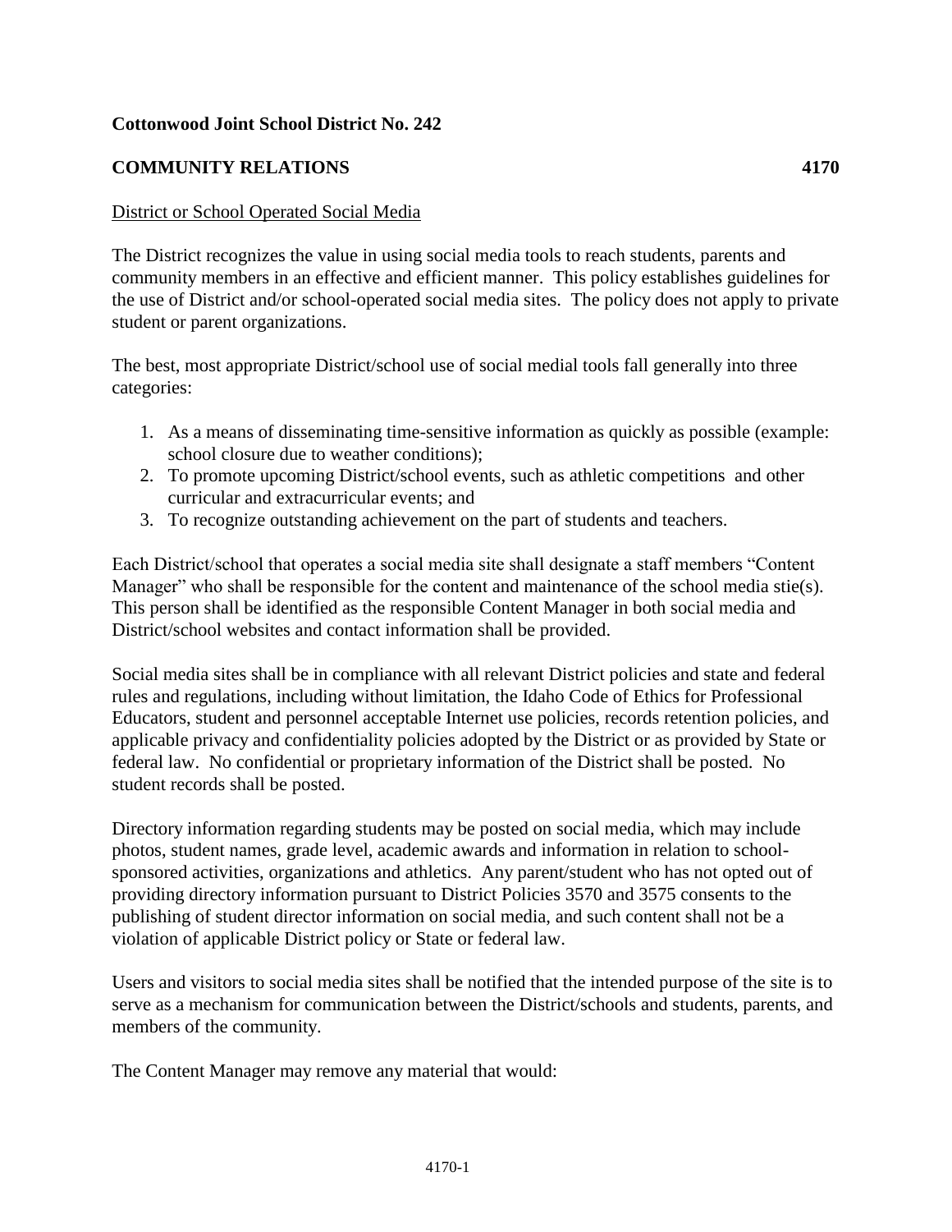**Cottonwood Joint School District No. 242**

**COMMUNITY RELATIONS 4170**

District or School Operated Social Media

The District recognizes the value in using social media tools to reach students, parents and community members in an effective and efficient manner. This policy establishes guidelines for the use of District and/or school-operated social media sites. The policy does not apply to private student or parent organizations.

The best, most appropriate District/school use of social medial tools fall generally into three categories:

1. As a means of disseminating time-sensitive information as quickly as possible (example: school closure due to weather conditions);
2. To promote upcoming District/school events, such as athletic competitions and other curricular and extracurricular events; and
3. To recognize outstanding achievement on the part of students and teachers.

Each District/school that operates a social media site shall designate a staff members "Content Manager" who shall be responsible for the content and maintenance of the school media stie(s). This person shall be identified as the responsible Content Manager in both social media and District/school websites and contact information shall be provided.

Social media sites shall be in compliance with all relevant District policies and state and federal rules and regulations, including without limitation, the Idaho Code of Ethics for Professional Educators, student and personnel acceptable Internet use policies, records retention policies, and applicable privacy and confidentiality policies adopted by the District or as provided by State or federal law. No confidential or proprietary information of the District shall be posted. No student records shall be posted.

Directory information regarding students may be posted on social media, which may include photos, student names, grade level, academic awards and information in relation to school-sponsored activities, organizations and athletics. Any parent/student who has not opted out of providing directory information pursuant to District Policies 3570 and 3575 consents to the publishing of student director information on social media, and such content shall not be a violation of applicable District policy or State or federal law.

Users and visitors to social media sites shall be notified that the intended purpose of the site is to serve as a mechanism for communication between the District/schools and students, parents, and members of the community.

The Content Manager may remove any material that would: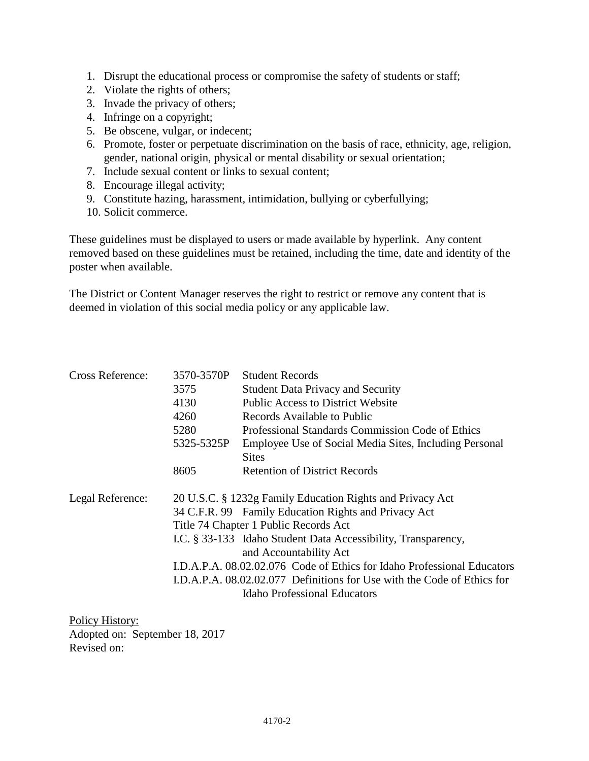1. Disrupt the educational process or compromise the safety of students or staff;
2. Violate the rights of others;
3. Invade the privacy of others;
4. Infringe on a copyright;
5. Be obscene, vulgar, or indecent;
6. Promote, foster or perpetuate discrimination on the basis of race, ethnicity, age, religion, gender, national origin, physical or mental disability or sexual orientation;
7. Include sexual content or links to sexual content;
8. Encourage illegal activity;
9. Constitute hazing, harassment, intimidation, bullying or cyberfullying;
10. Solicit commerce.

These guidelines must be displayed to users or made available by hyperlink. Any content removed based on these guidelines must be retained, including the time, date and identity of the poster when available.

The District or Content Manager reserves the right to restrict or remove any content that is deemed in violation of this social media policy or any applicable law.

| | | |
|---|---|---|
| Cross Reference: | 3570-3570P | Student Records |
| | 3575 | Student Data Privacy and Security |
| | 4130 | Public Access to District Website |
| | 4260 | Records Available to Public |
| | 5280 | Professional Standards Commission Code of Ethics |
| | 5325-5325P | Employee Use of Social Media Sites, Including Personal Sites |
| | 8605 | Retention of District Records |

Legal Reference:
20 U.S.C. § 1232g Family Education Rights and Privacy Act
34 C.F.R. 99 Family Education Rights and Privacy Act
Title 74 Chapter 1 Public Records Act
I.C. § 33-133 Idaho Student Data Accessibility, Transparency, and Accountability Act
I.D.A.P.A. 08.02.02.076 Code of Ethics for Idaho Professional Educators
I.D.A.P.A. 08.02.02.077 Definitions for Use with the Code of Ethics for Idaho Professional Educators

Policy History:
Adopted on: September 18, 2017
Revised on: